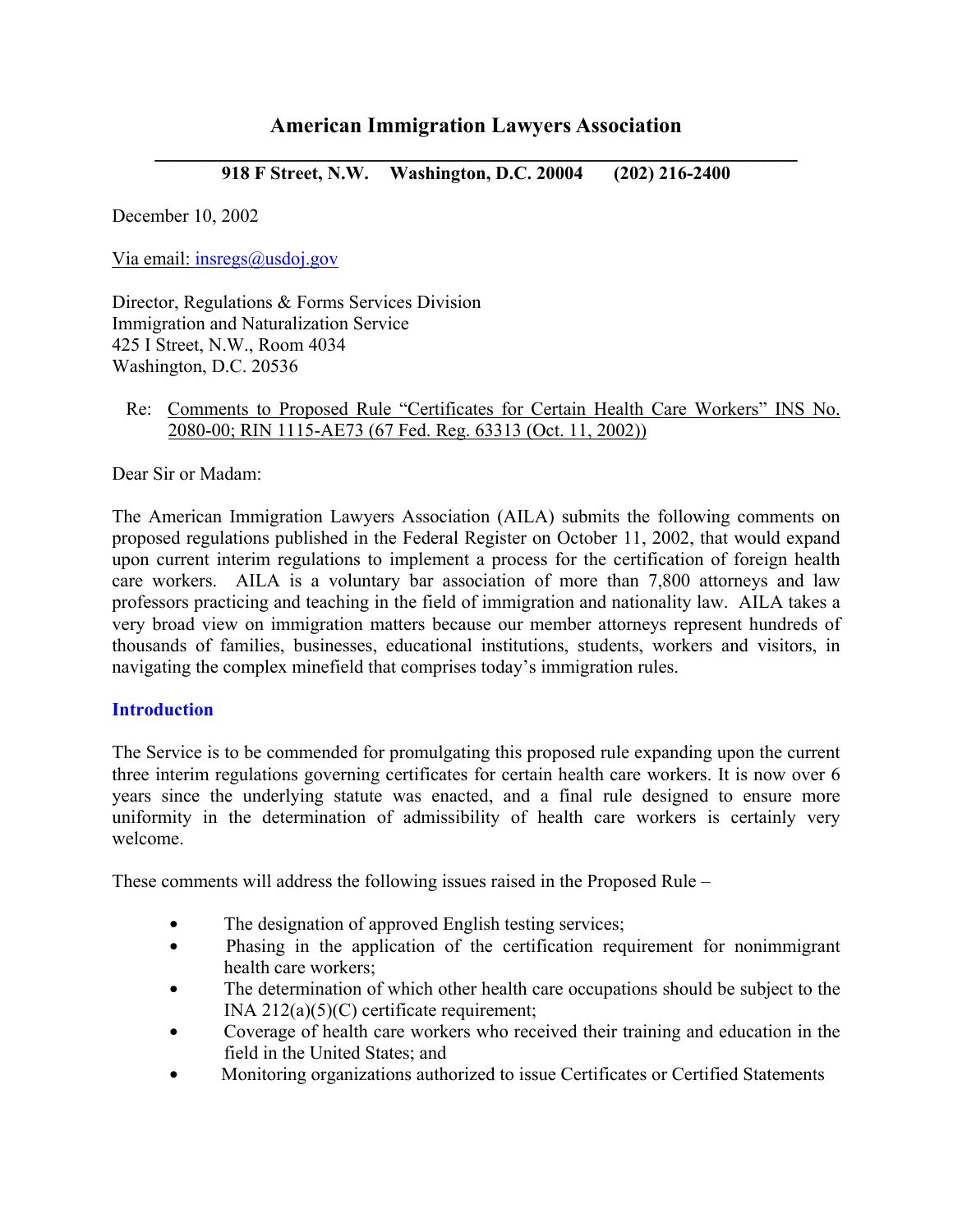# American Immigration Lawyers Association

**918 F Street, N.W. Washington, D.C. 20004 (202) 216-2400**

December 10, 2002

Via email: insregs@usdoj.gov

Director, Regulations & Forms Services Division
Immigration and Naturalization Service
425 I Street, N.W., Room 4034
Washington, D.C. 20536

Re: Comments to Proposed Rule "Certificates for Certain Health Care Workers" INS No. 2080-00; RIN 1115-AE73 (67 Fed. Reg. 63313 (Oct. 11, 2002))

Dear Sir or Madam:

The American Immigration Lawyers Association (AILA) submits the following comments on proposed regulations published in the Federal Register on October 11, 2002, that would expand upon current interim regulations to implement a process for the certification of foreign health care workers. AILA is a voluntary bar association of more than 7,800 attorneys and law professors practicing and teaching in the field of immigration and nationality law. AILA takes a very broad view on immigration matters because our member attorneys represent hundreds of thousands of families, businesses, educational institutions, students, workers and visitors, in navigating the complex minefield that comprises today's immigration rules.

## Introduction

The Service is to be commended for promulgating this proposed rule expanding upon the current three interim regulations governing certificates for certain health care workers. It is now over 6 years since the underlying statute was enacted, and a final rule designed to ensure more uniformity in the determination of admissibility of health care workers is certainly very welcome.

These comments will address the following issues raised in the Proposed Rule –

- The designation of approved English testing services;
- Phasing in the application of the certification requirement for nonimmigrant health care workers;
- The determination of which other health care occupations should be subject to the INA 212(a)(5)(C) certificate requirement;
- Coverage of health care workers who received their training and education in the field in the United States; and
- Monitoring organizations authorized to issue Certificates or Certified Statements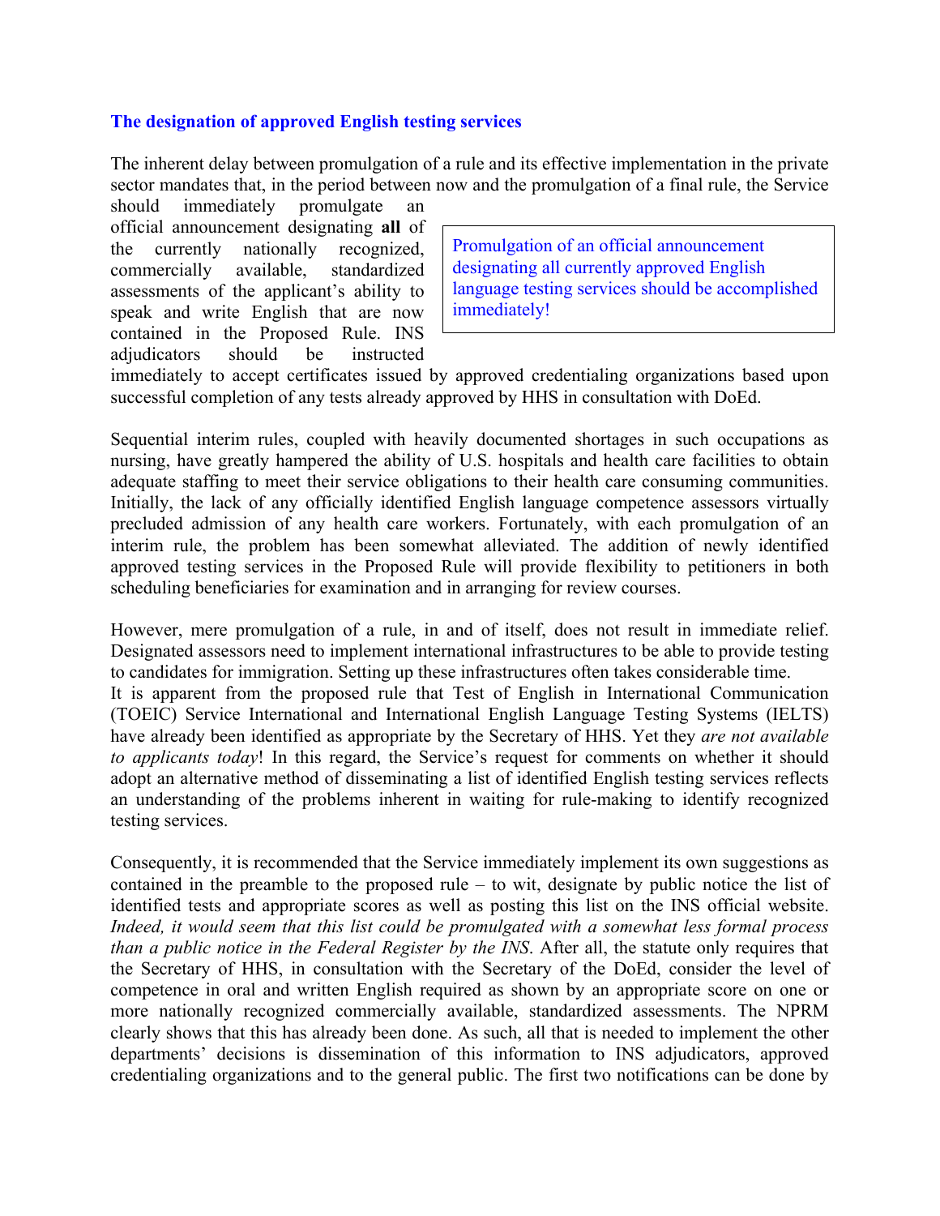## The designation of approved English testing services

The inherent delay between promulgation of a rule and its effective implementation in the private sector mandates that, in the period between now and the promulgation of a final rule, the Service should immediately promulgate an official announcement designating **all** of the currently nationally recognized, commercially available, standardized assessments of the applicant's ability to speak and write English that are now contained in the Proposed Rule. INS adjudicators should be instructed immediately to accept certificates issued by approved credentialing organizations based upon successful completion of any tests already approved by HHS in consultation with DoEd.

> Promulgation of an official announcement designating all currently approved English language testing services should be accomplished immediately!

Sequential interim rules, coupled with heavily documented shortages in such occupations as nursing, have greatly hampered the ability of U.S. hospitals and health care facilities to obtain adequate staffing to meet their service obligations to their health care consuming communities. Initially, the lack of any officially identified English language competence assessors virtually precluded admission of any health care workers. Fortunately, with each promulgation of an interim rule, the problem has been somewhat alleviated. The addition of newly identified approved testing services in the Proposed Rule will provide flexibility to petitioners in both scheduling beneficiaries for examination and in arranging for review courses.

However, mere promulgation of a rule, in and of itself, does not result in immediate relief. Designated assessors need to implement international infrastructures to be able to provide testing to candidates for immigration. Setting up these infrastructures often takes considerable time.

It is apparent from the proposed rule that Test of English in International Communication (TOEIC) Service International and International English Language Testing Systems (IELTS) have already been identified as appropriate by the Secretary of HHS. Yet they *are not available to applicants today*! In this regard, the Service's request for comments on whether it should adopt an alternative method of disseminating a list of identified English testing services reflects an understanding of the problems inherent in waiting for rule-making to identify recognized testing services.

Consequently, it is recommended that the Service immediately implement its own suggestions as contained in the preamble to the proposed rule – to wit, designate by public notice the list of identified tests and appropriate scores as well as posting this list on the INS official website. *Indeed, it would seem that this list could be promulgated with a somewhat less formal process than a public notice in the Federal Register by the INS*. After all, the statute only requires that the Secretary of HHS, in consultation with the Secretary of the DoEd, consider the level of competence in oral and written English required as shown by an appropriate score on one or more nationally recognized commercially available, standardized assessments. The NPRM clearly shows that this has already been done. As such, all that is needed to implement the other departments' decisions is dissemination of this information to INS adjudicators, approved credentialing organizations and to the general public. The first two notifications can be done by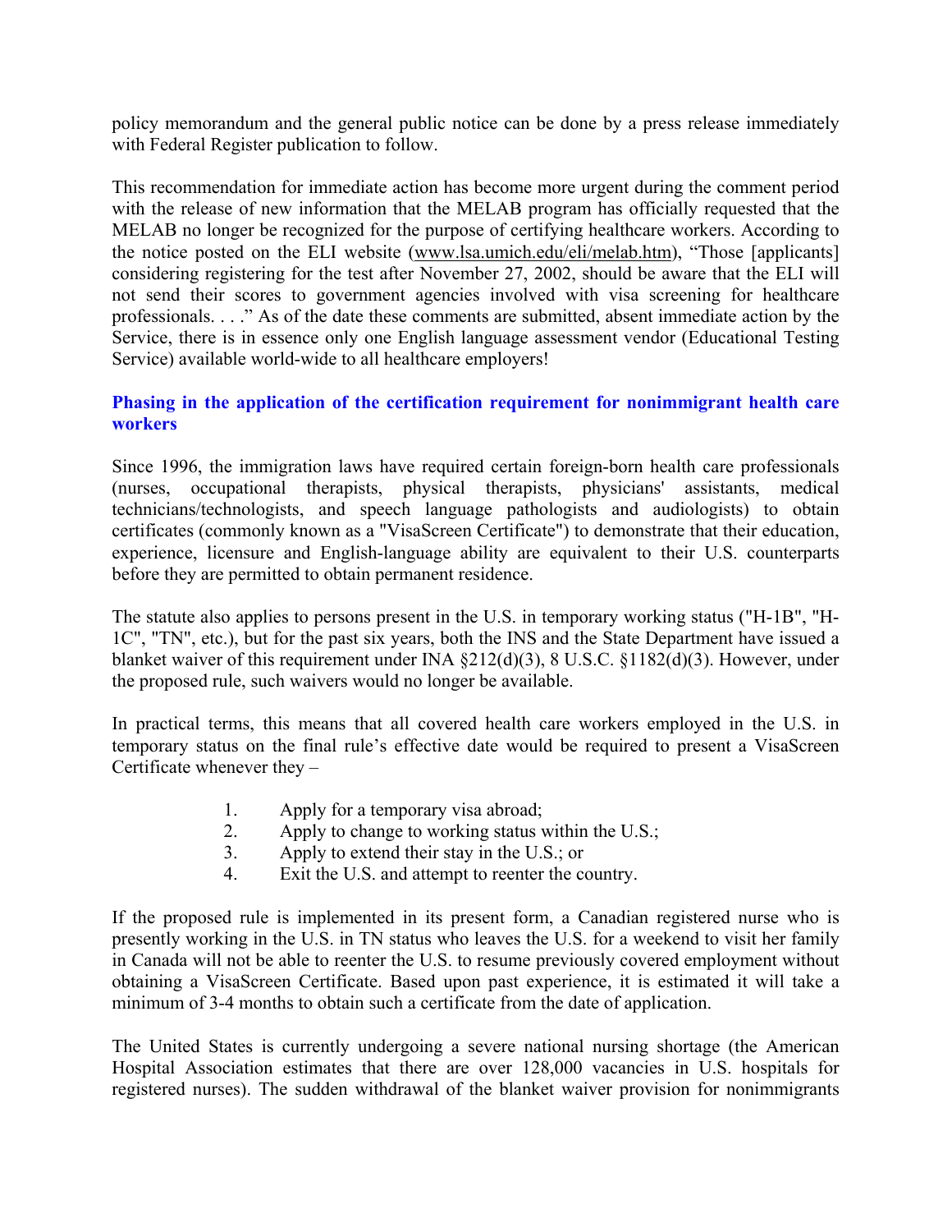policy memorandum and the general public notice can be done by a press release immediately with Federal Register publication to follow.

This recommendation for immediate action has become more urgent during the comment period with the release of new information that the MELAB program has officially requested that the MELAB no longer be recognized for the purpose of certifying healthcare workers. According to the notice posted on the ELI website (www.lsa.umich.edu/eli/melab.htm), "Those [applicants] considering registering for the test after November 27, 2002, should be aware that the ELI will not send their scores to government agencies involved with visa screening for healthcare professionals. . . ." As of the date these comments are submitted, absent immediate action by the Service, there is in essence only one English language assessment vendor (Educational Testing Service) available world-wide to all healthcare employers!

### Phasing in the application of the certification requirement for nonimmigrant health care workers

Since 1996, the immigration laws have required certain foreign-born health care professionals (nurses, occupational therapists, physical therapists, physicians' assistants, medical technicians/technologists, and speech language pathologists and audiologists) to obtain certificates (commonly known as a "VisaScreen Certificate") to demonstrate that their education, experience, licensure and English-language ability are equivalent to their U.S. counterparts before they are permitted to obtain permanent residence.

The statute also applies to persons present in the U.S. in temporary working status ("H-1B", "H-1C", "TN", etc.), but for the past six years, both the INS and the State Department have issued a blanket waiver of this requirement under INA §212(d)(3), 8 U.S.C. §1182(d)(3). However, under the proposed rule, such waivers would no longer be available.

In practical terms, this means that all covered health care workers employed in the U.S. in temporary status on the final rule's effective date would be required to present a VisaScreen Certificate whenever they –

1. Apply for a temporary visa abroad;
2. Apply to change to working status within the U.S.;
3. Apply to extend their stay in the U.S.; or
4. Exit the U.S. and attempt to reenter the country.

If the proposed rule is implemented in its present form, a Canadian registered nurse who is presently working in the U.S. in TN status who leaves the U.S. for a weekend to visit her family in Canada will not be able to reenter the U.S. to resume previously covered employment without obtaining a VisaScreen Certificate. Based upon past experience, it is estimated it will take a minimum of 3-4 months to obtain such a certificate from the date of application.

The United States is currently undergoing a severe national nursing shortage (the American Hospital Association estimates that there are over 128,000 vacancies in U.S. hospitals for registered nurses). The sudden withdrawal of the blanket waiver provision for nonimmigrants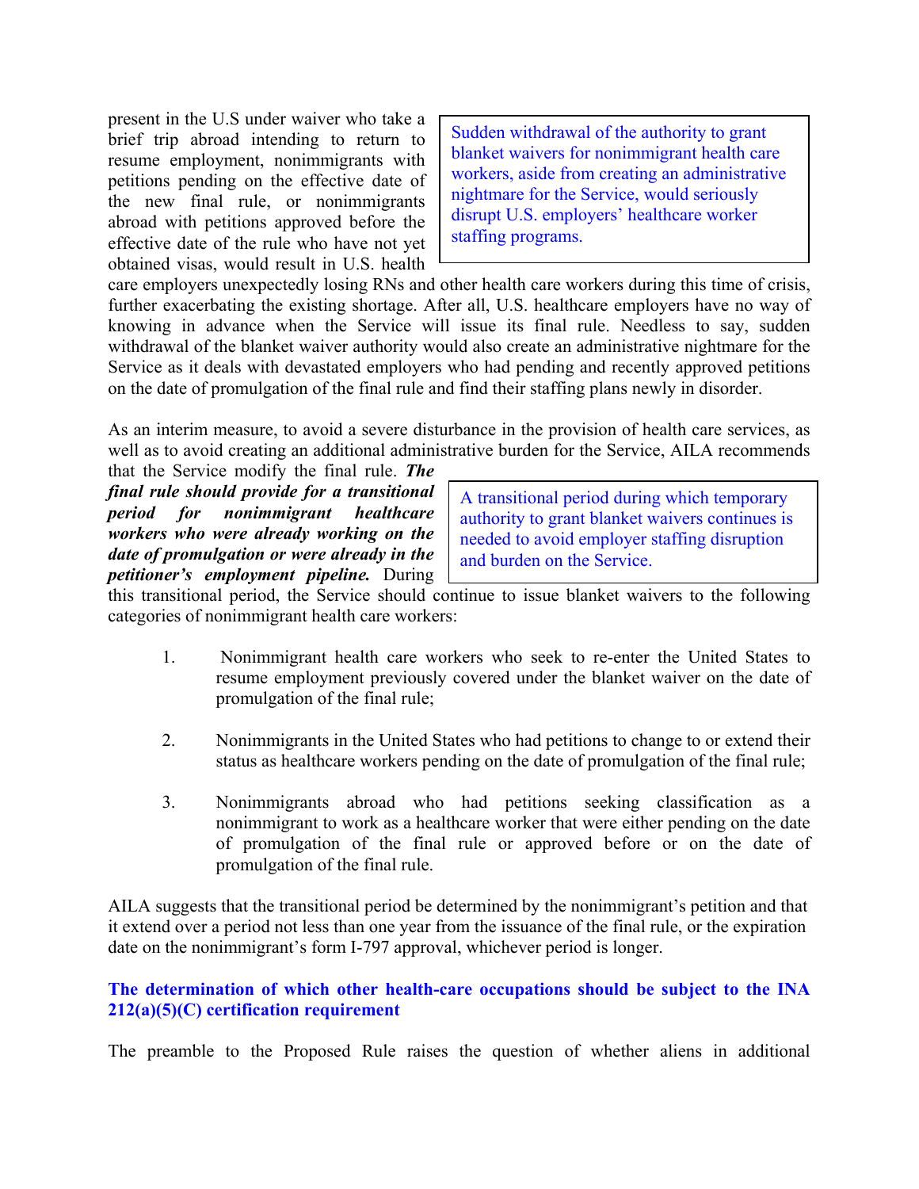present in the U.S under waiver who take a brief trip abroad intending to return to resume employment, nonimmigrants with petitions pending on the effective date of the new final rule, or nonimmigrants abroad with petitions approved before the effective date of the rule who have not yet obtained visas, would result in U.S. health care employers unexpectedly losing RNs and other health care workers during this time of crisis, further exacerbating the existing shortage. After all, U.S. healthcare employers have no way of knowing in advance when the Service will issue its final rule. Needless to say, sudden withdrawal of the blanket waiver authority would also create an administrative nightmare for the Service as it deals with devastated employers who had pending and recently approved petitions on the date of promulgation of the final rule and find their staffing plans newly in disorder.

> Sudden withdrawal of the authority to grant blanket waivers for nonimmigrant health care workers, aside from creating an administrative nightmare for the Service, would seriously disrupt U.S. employers' healthcare worker staffing programs.

As an interim measure, to avoid a severe disturbance in the provision of health care services, as well as to avoid creating an additional administrative burden for the Service, AILA recommends that the Service modify the final rule. ***The final rule should provide for a transitional period for nonimmigrant healthcare workers who were already working on the date of promulgation or were already in the petitioner's employment pipeline.*** During this transitional period, the Service should continue to issue blanket waivers to the following categories of nonimmigrant health care workers:

> A transitional period during which temporary authority to grant blanket waivers continues is needed to avoid employer staffing disruption and burden on the Service.

1. Nonimmigrant health care workers who seek to re-enter the United States to resume employment previously covered under the blanket waiver on the date of promulgation of the final rule;

2. Nonimmigrants in the United States who had petitions to change to or extend their status as healthcare workers pending on the date of promulgation of the final rule;

3. Nonimmigrants abroad who had petitions seeking classification as a nonimmigrant to work as a healthcare worker that were either pending on the date of promulgation of the final rule or approved before or on the date of promulgation of the final rule.

AILA suggests that the transitional period be determined by the nonimmigrant's petition and that it extend over a period not less than one year from the issuance of the final rule, or the expiration date on the nonimmigrant's form I-797 approval, whichever period is longer.

**The determination of which other health-care occupations should be subject to the INA 212(a)(5)(C) certification requirement**

The preamble to the Proposed Rule raises the question of whether aliens in additional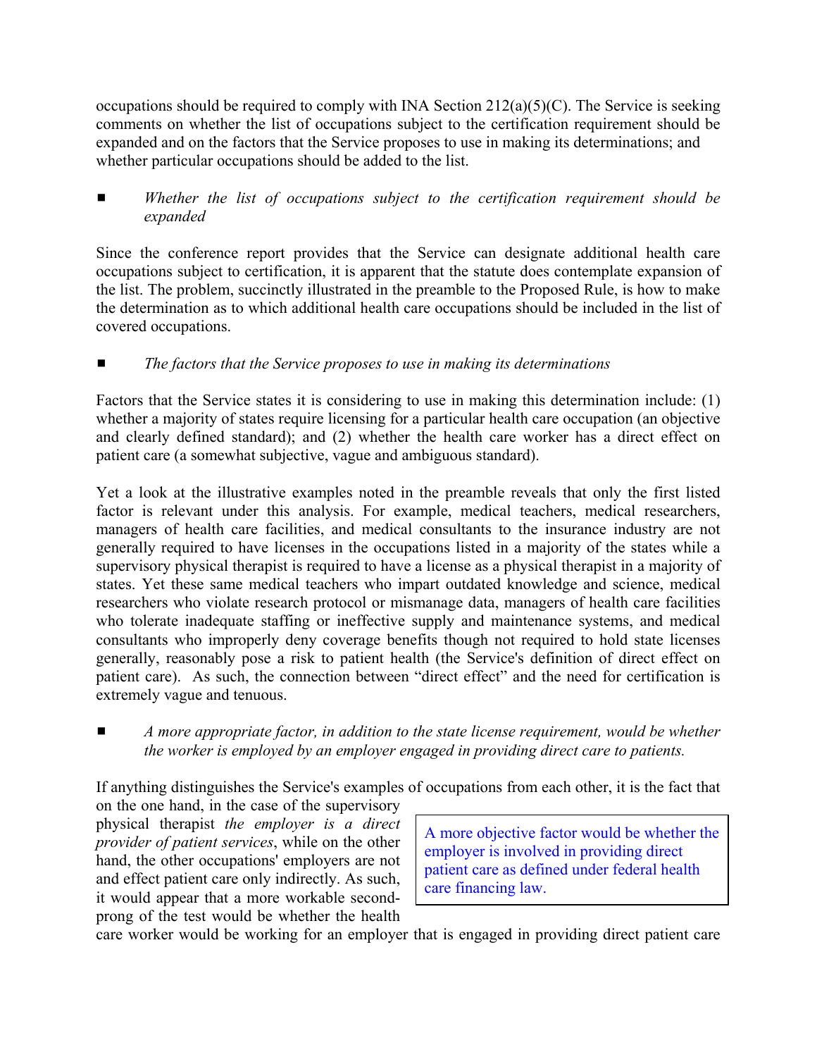occupations should be required to comply with INA Section 212(a)(5)(C). The Service is seeking comments on whether the list of occupations subject to the certification requirement should be expanded and on the factors that the Service proposes to use in making its determinations; and whether particular occupations should be added to the list.

- *Whether the list of occupations subject to the certification requirement should be expanded*

Since the conference report provides that the Service can designate additional health care occupations subject to certification, it is apparent that the statute does contemplate expansion of the list. The problem, succinctly illustrated in the preamble to the Proposed Rule, is how to make the determination as to which additional health care occupations should be included in the list of covered occupations.

- *The factors that the Service proposes to use in making its determinations*

Factors that the Service states it is considering to use in making this determination include: (1) whether a majority of states require licensing for a particular health care occupation (an objective and clearly defined standard); and (2) whether the health care worker has a direct effect on patient care (a somewhat subjective, vague and ambiguous standard).

Yet a look at the illustrative examples noted in the preamble reveals that only the first listed factor is relevant under this analysis. For example, medical teachers, medical researchers, managers of health care facilities, and medical consultants to the insurance industry are not generally required to have licenses in the occupations listed in a majority of the states while a supervisory physical therapist is required to have a license as a physical therapist in a majority of states. Yet these same medical teachers who impart outdated knowledge and science, medical researchers who violate research protocol or mismanage data, managers of health care facilities who tolerate inadequate staffing or ineffective supply and maintenance systems, and medical consultants who improperly deny coverage benefits though not required to hold state licenses generally, reasonably pose a risk to patient health (the Service's definition of direct effect on patient care). As such, the connection between "direct effect" and the need for certification is extremely vague and tenuous.

- *A more appropriate factor, in addition to the state license requirement, would be whether the worker is employed by an employer engaged in providing direct care to patients.*

If anything distinguishes the Service's examples of occupations from each other, it is the fact that on the one hand, in the case of the supervisory physical therapist *the employer is a direct provider of patient services*, while on the other hand, the other occupations' employers are not and effect patient care only indirectly. As such, it would appear that a more workable second-prong of the test would be whether the health care worker would be working for an employer that is engaged in providing direct patient care

> A more objective factor would be whether the employer is involved in providing direct patient care as defined under federal health care financing law.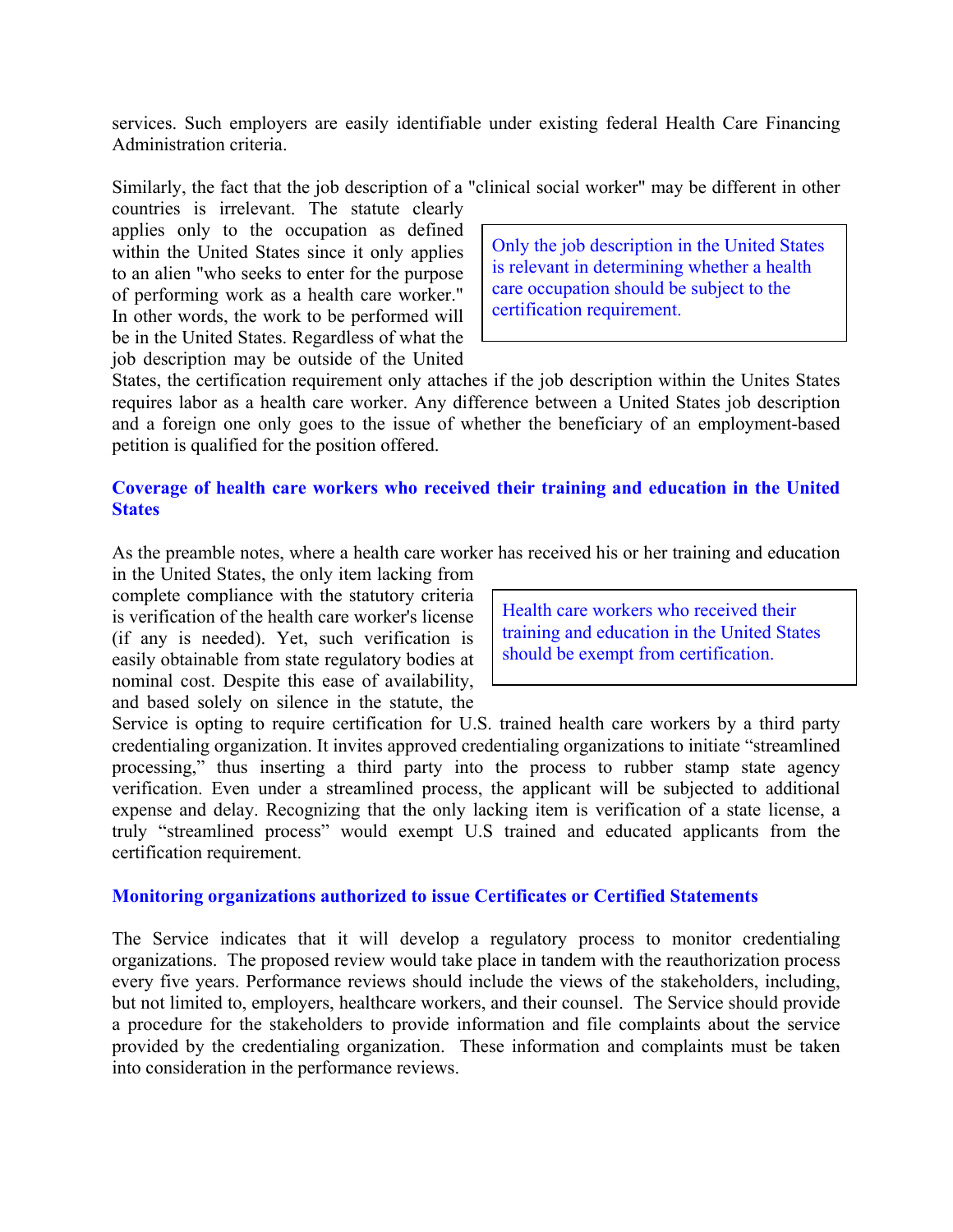services. Such employers are easily identifiable under existing federal Health Care Financing Administration criteria.

Similarly, the fact that the job description of a "clinical social worker" may be different in other countries is irrelevant. The statute clearly applies only to the occupation as defined within the United States since it only applies to an alien "who seeks to enter for the purpose of performing work as a health care worker." In other words, the work to be performed will be in the United States. Regardless of what the job description may be outside of the United States, the certification requirement only attaches if the job description within the Unites States requires labor as a health care worker. Any difference between a United States job description and a foreign one only goes to the issue of whether the beneficiary of an employment-based petition is qualified for the position offered.

> Only the job description in the United States is relevant in determining whether a health care occupation should be subject to the certification requirement.

### Coverage of health care workers who received their training and education in the United States

As the preamble notes, where a health care worker has received his or her training and education in the United States, the only item lacking from complete compliance with the statutory criteria is verification of the health care worker's license (if any is needed). Yet, such verification is easily obtainable from state regulatory bodies at nominal cost. Despite this ease of availability, and based solely on silence in the statute, the Service is opting to require certification for U.S. trained health care workers by a third party credentialing organization. It invites approved credentialing organizations to initiate "streamlined processing," thus inserting a third party into the process to rubber stamp state agency verification. Even under a streamlined process, the applicant will be subjected to additional expense and delay. Recognizing that the only lacking item is verification of a state license, a truly "streamlined process" would exempt U.S trained and educated applicants from the certification requirement.

> Health care workers who received their training and education in the United States should be exempt from certification.

### Monitoring organizations authorized to issue Certificates or Certified Statements

The Service indicates that it will develop a regulatory process to monitor credentialing organizations. The proposed review would take place in tandem with the reauthorization process every five years. Performance reviews should include the views of the stakeholders, including, but not limited to, employers, healthcare workers, and their counsel. The Service should provide a procedure for the stakeholders to provide information and file complaints about the service provided by the credentialing organization. These information and complaints must be taken into consideration in the performance reviews.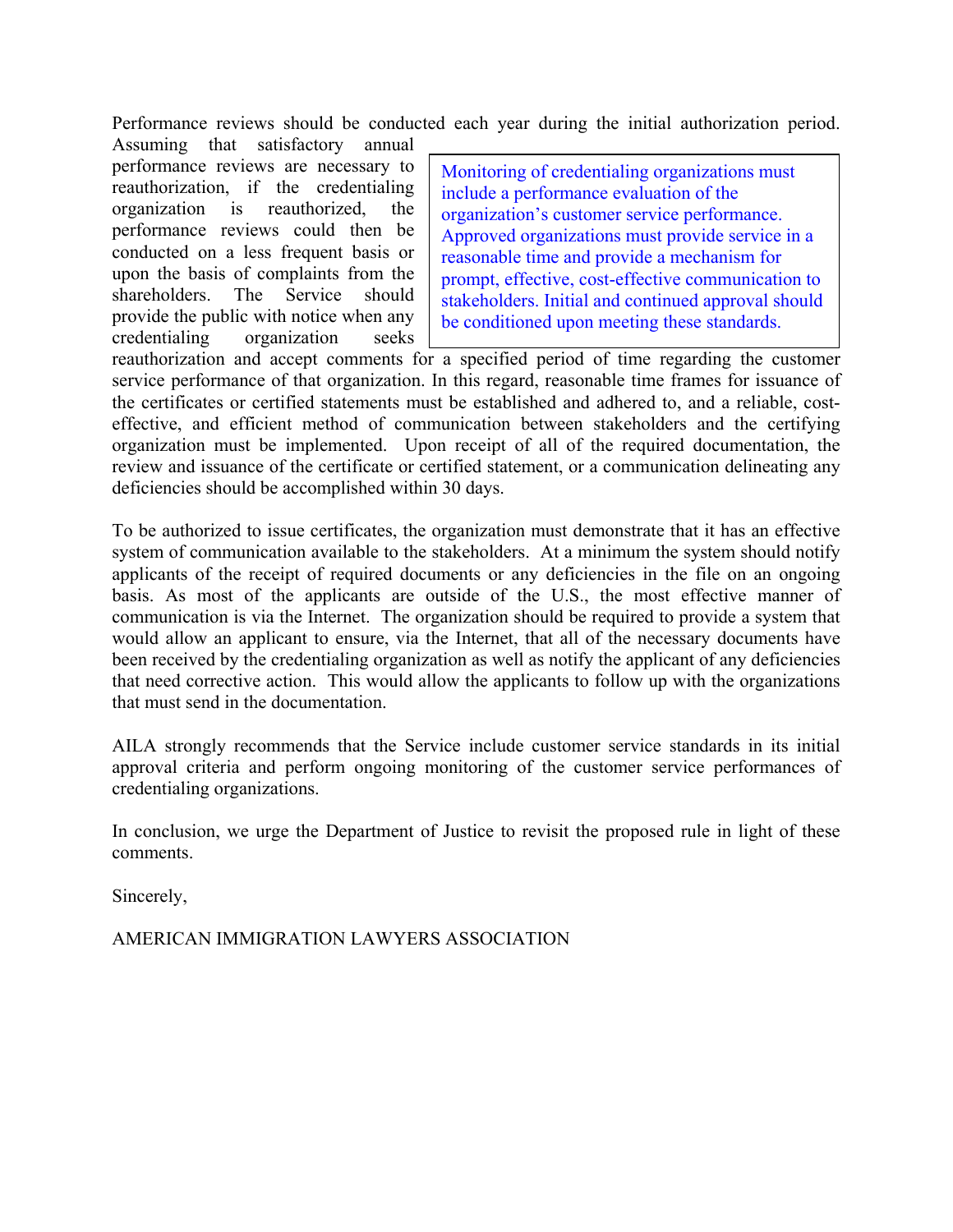Performance reviews should be conducted each year during the initial authorization period. Assuming that satisfactory annual performance reviews are necessary to reauthorization, if the credentialing organization is reauthorized, the performance reviews could then be conducted on a less frequent basis or upon the basis of complaints from the shareholders. The Service should provide the public with notice when any credentialing organization seeks reauthorization and accept comments for a specified period of time regarding the customer service performance of that organization. In this regard, reasonable time frames for issuance of the certificates or certified statements must be established and adhered to, and a reliable, cost-effective, and efficient method of communication between stakeholders and the certifying organization must be implemented. Upon receipt of all of the required documentation, the review and issuance of the certificate or certified statement, or a communication delineating any deficiencies should be accomplished within 30 days.

> Monitoring of credentialing organizations must include a performance evaluation of the organization's customer service performance. Approved organizations must provide service in a reasonable time and provide a mechanism for prompt, effective, cost-effective communication to stakeholders. Initial and continued approval should be conditioned upon meeting these standards.

To be authorized to issue certificates, the organization must demonstrate that it has an effective system of communication available to the stakeholders. At a minimum the system should notify applicants of the receipt of required documents or any deficiencies in the file on an ongoing basis. As most of the applicants are outside of the U.S., the most effective manner of communication is via the Internet. The organization should be required to provide a system that would allow an applicant to ensure, via the Internet, that all of the necessary documents have been received by the credentialing organization as well as notify the applicant of any deficiencies that need corrective action. This would allow the applicants to follow up with the organizations that must send in the documentation.

AILA strongly recommends that the Service include customer service standards in its initial approval criteria and perform ongoing monitoring of the customer service performances of credentialing organizations.

In conclusion, we urge the Department of Justice to revisit the proposed rule in light of these comments.

Sincerely,

AMERICAN IMMIGRATION LAWYERS ASSOCIATION